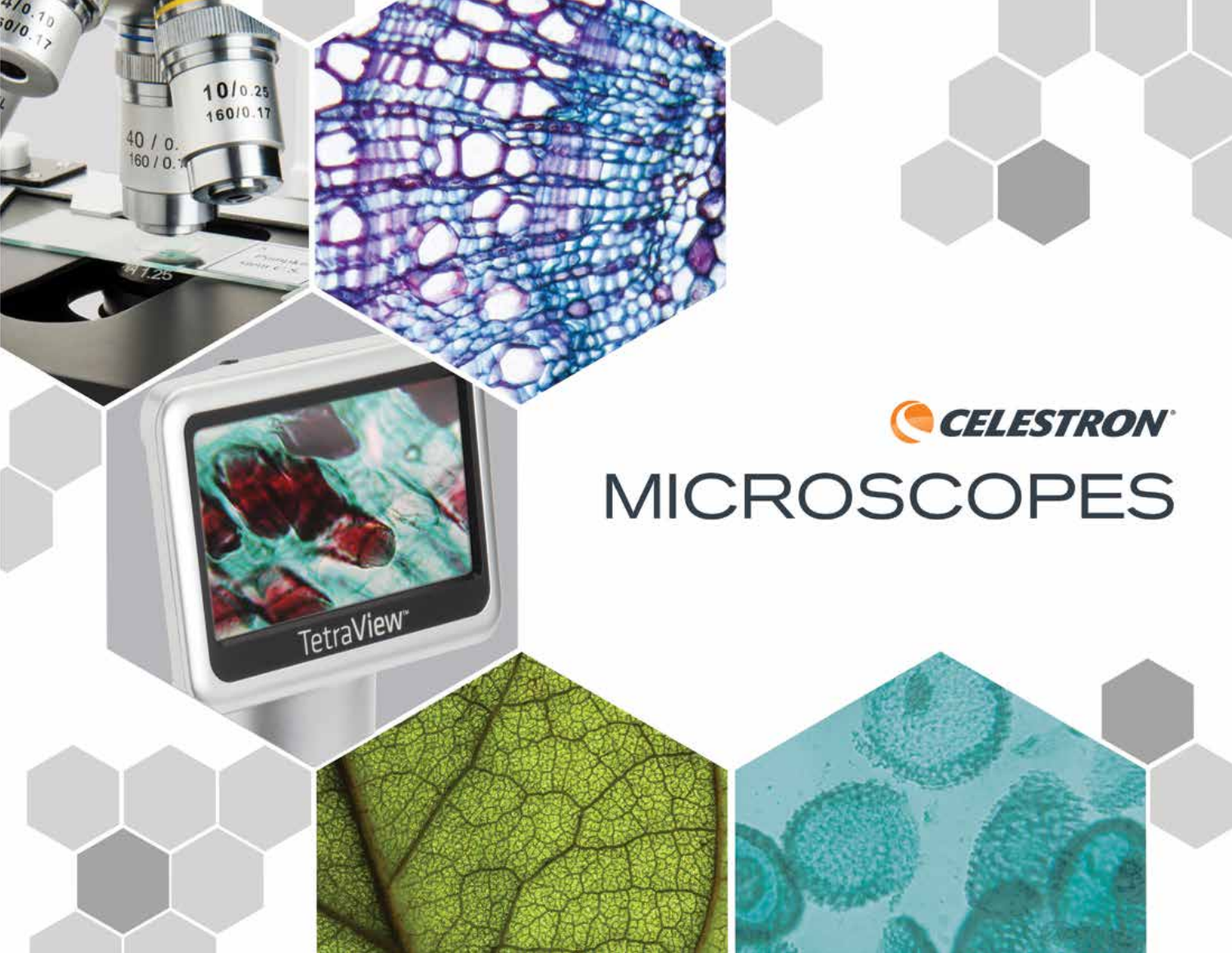# CELESTRON

# MICROSCOPES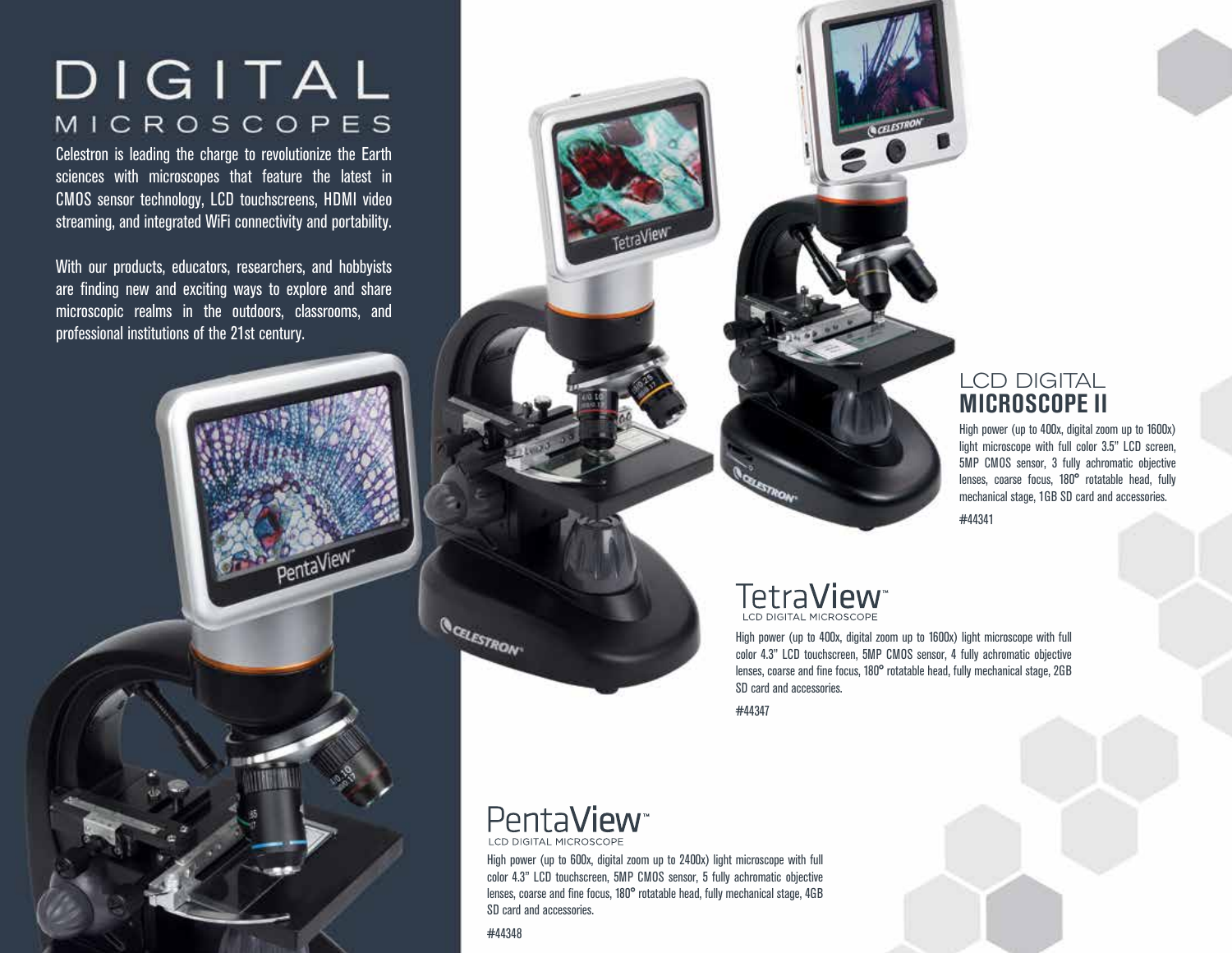# DIGITAL MICROSCOPES

Celestron is leading the charge to revolutionize the Earth sciences with microscopes that feature the latest in CMOS sensor technology, LCD touchscreens, HDMI video streaming, and integrated WiFi connectivity and portability.

With our products, educators, researchers, and hobbyists are finding new and exciting ways to explore and share microscopic realms in the outdoors, classrooms, and professional institutions of the 21st century.

## LCD DIGITAL **MICROSCOPE II**

High power (up to 400x, digital zoom up to 1600x) light microscope with full color 3.5" LCD screen, 5MP CMOS sensor, 3 fully achromatic objective lenses, coarse focus, 180° rotatable head, fully mechanical stage, 1GB SD card and accessories.

#44341

## TetraView™ LCD DIGITAL MICROSCOPE

High power (up to 400x, digital zoom up to 1600x) light microscope with full color 4.3" LCD touchscreen, 5MP CMOS sensor, 4 fully achromatic objective lenses, coarse and fine focus, 180° rotatable head, fully mechanical stage, 2GB SD card and accessories.

#44347

## PentaView™ LCD DIGITAL MICROSCOPE

High power (up to 600x, digital zoom up to 2400x) light microscope with full color 4.3" LCD touchscreen, 5MP CMOS sensor, 5 fully achromatic objective lenses, coarse and fine focus, 180° rotatable head, fully mechanical stage, 4GB SD card and accessories.

#44348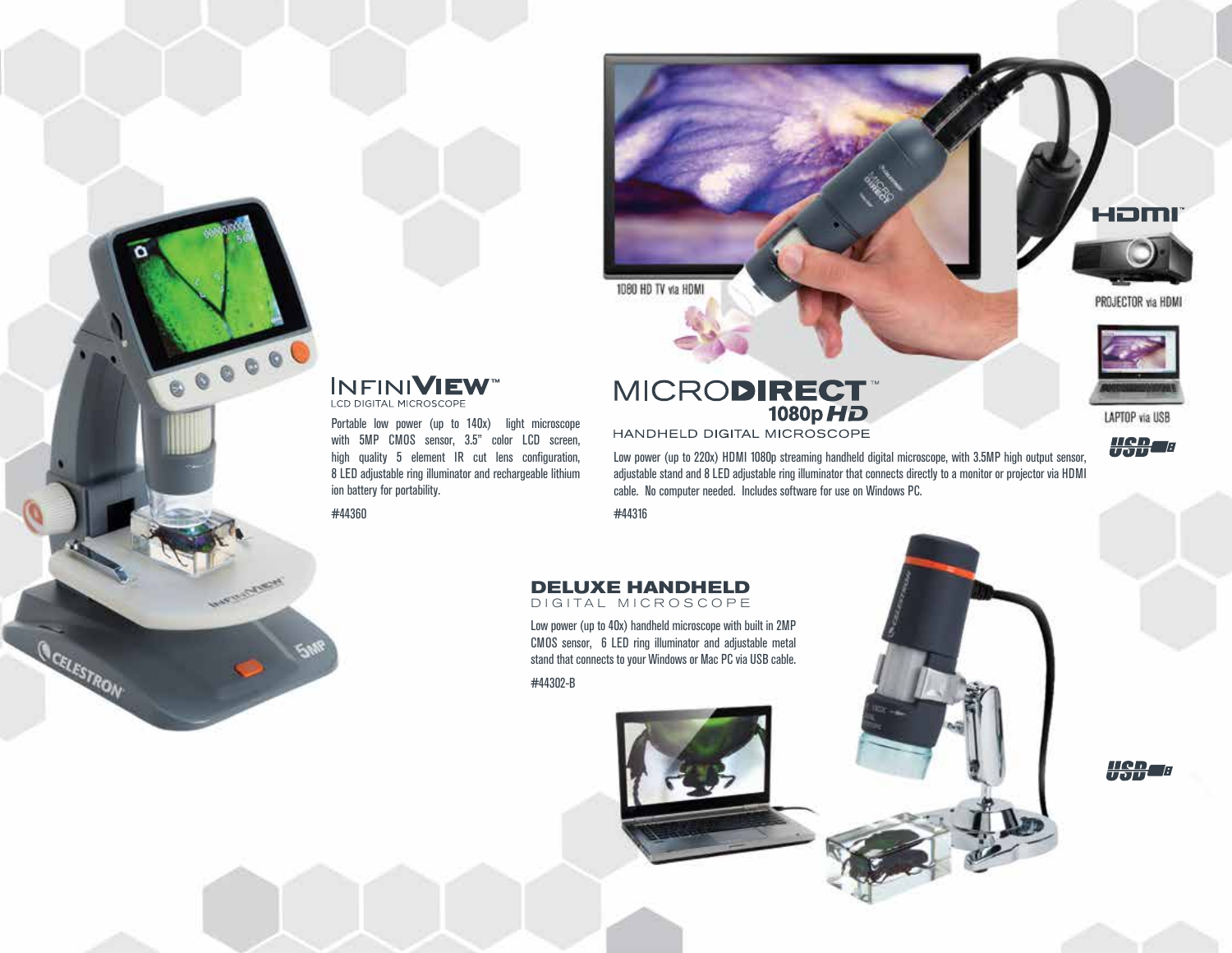## INFINIVIEW™

LCD DIGITAL MICROSCOPE

Portable low power (up to 140x) light microscope with 5MP CMOS sensor, 3.5" color LCD screen, high quality 5 element IR cut lens configuration, 8 LED adjustable ring illuminator and rechargeable lithium ion battery for portability.

#44360

## MICRODIRECT™ 1080p HD

HANDHELD DIGITAL MICROSCOPE

Low power (up to 220x) HDMI 1080p streaming handheld digital microscope, with 3.5MP high output sensor, adjustable stand and 8 LED adjustable ring illuminator that connects directly to a monitor or projector via HDMI cable. No computer needed. Includes software for use on Windows PC.

#44316

1080 HD TV via HDMI

HDMI™

PROJECTOR via HDMI

LAPTOP via USB

USB

## DELUXE HANDHELD

DIGITAL MICROSCOPE

Low power (up to 40x) handheld microscope with built in 2MP CMOS sensor, 6 LED ring illuminator and adjustable metal stand that connects to your Windows or Mac PC via USB cable.

#44302-B

USB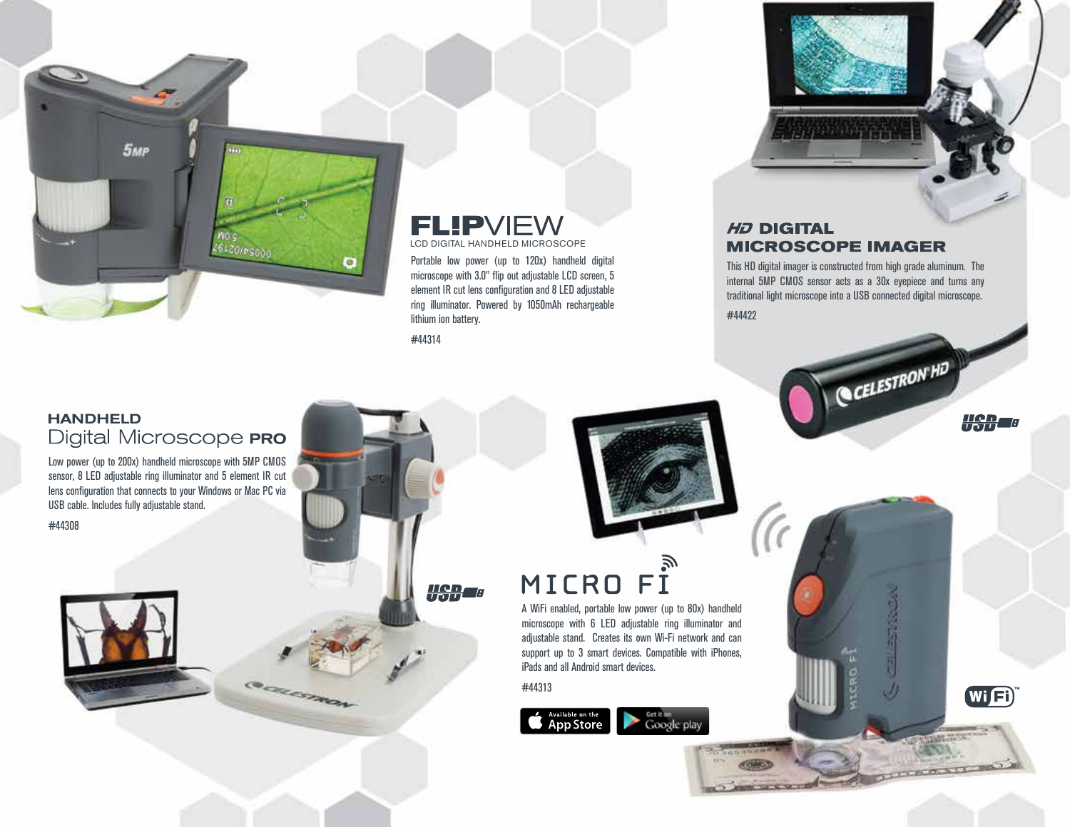## FL!PVIEW

LCD DIGITAL HANDHELD MICROSCOPE

Portable low power (up to 120x) handheld digital microscope with 3.0" flip out adjustable LCD screen, 5 element IR cut lens configuration and 8 LED adjustable ring illuminator. Powered by 1050mAh rechargeable lithium ion battery.

#44314

## HD DIGITAL MICROSCOPE IMAGER

This HD digital imager is constructed from high grade aluminum. The internal 5MP CMOS sensor acts as a 30x eyepiece and turns any traditional light microscope into a USB connected digital microscope.

#44422

## HANDHELD Digital Microscope PRO

Low power (up to 200x) handheld microscope with 5MP CMOS sensor, 8 LED adjustable ring illuminator and 5 element IR cut lens configuration that connects to your Windows or Mac PC via USB cable. Includes fully adjustable stand.

#44308

## MICRO FI

A WiFi enabled, portable low power (up to 80x) handheld microscope with 6 LED adjustable ring illuminator and adjustable stand. Creates its own Wi-Fi network and can support up to 3 smart devices. Compatible with iPhones, iPads and all Android smart devices.

#44313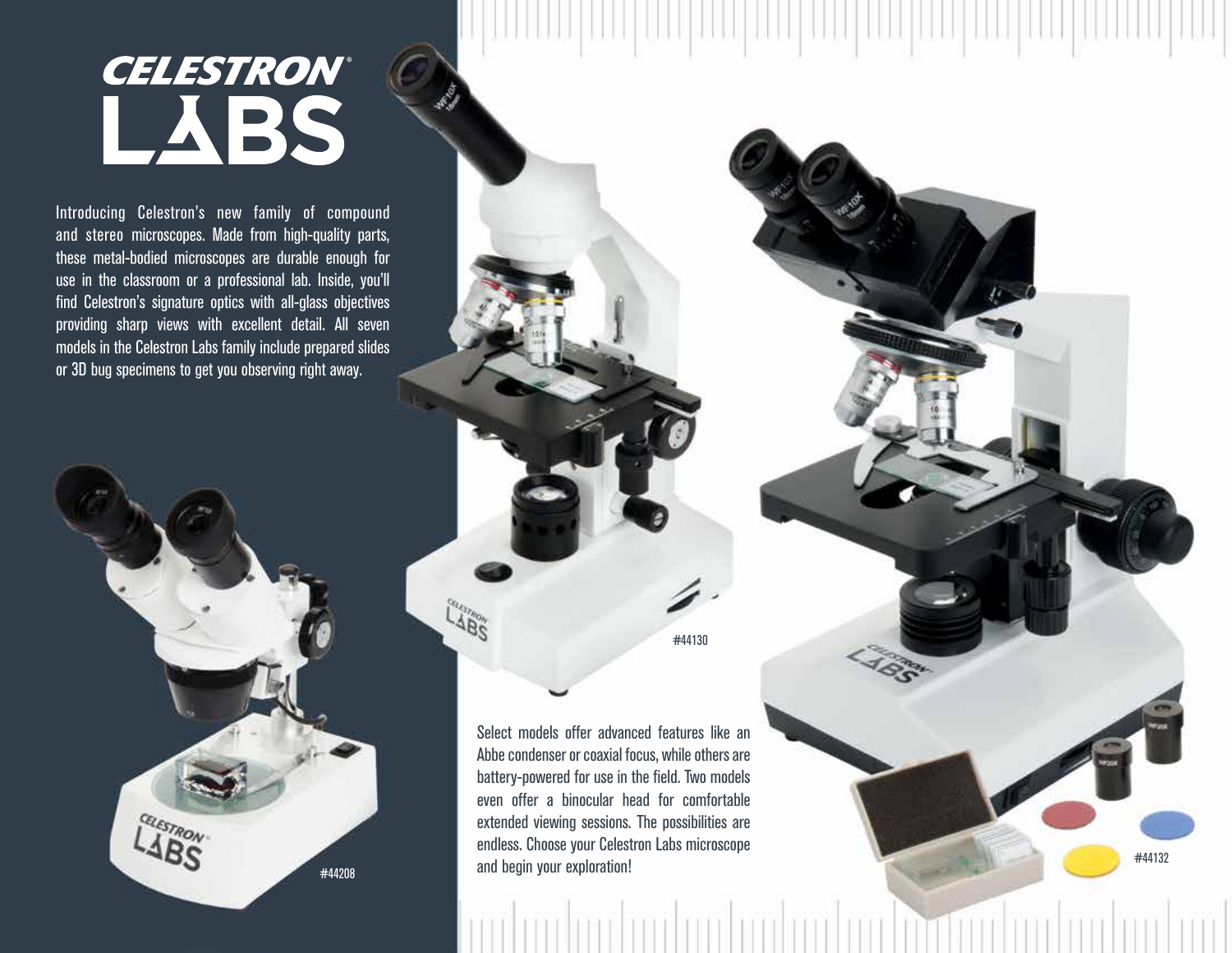# CELESTRON® LABS

Introducing Celestron's new family of compound and stereo microscopes. Made from high-quality parts, these metal-bodied microscopes are durable enough for use in the classroom or a professional lab. Inside, you'll find Celestron's signature optics with all-glass objectives providing sharp views with excellent detail. All seven models in the Celestron Labs family include prepared slides or 3D bug specimens to get you observing right away.

#44208

#44130

Select models offer advanced features like an Abbe condenser or coaxial focus, while others are battery-powered for use in the field. Two models even offer a binocular head for comfortable extended viewing sessions. The possibilities are endless. Choose your Celestron Labs microscope and begin your exploration!

#44132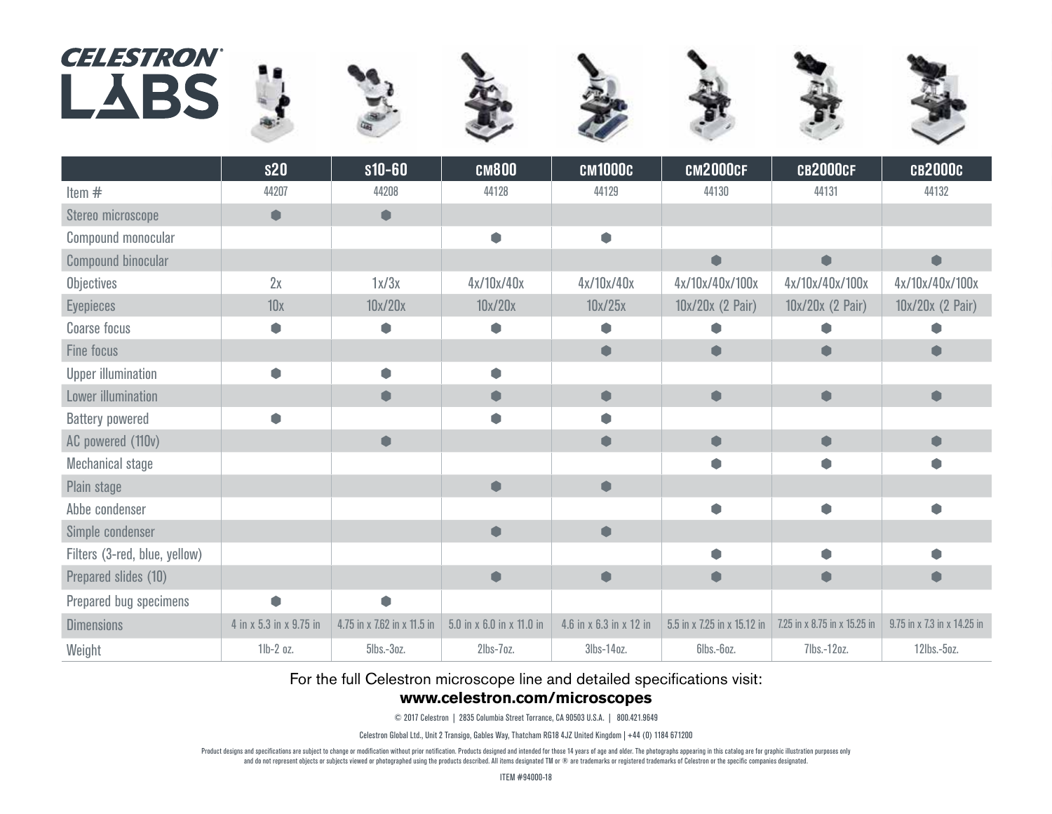# CELESTRON LABS

| | S20 | S10-60 | CM800 | CM1000C | CM2000CF | CB2000CF | CB2000C |
|---|---|---|---|---|---|---|---|
| Item # | 44207 | 44208 | 44128 | 44129 | 44130 | 44131 | 44132 |
| Stereo microscope | ● | ● | | | | | |
| Compound monocular | | | ● | ● | | | |
| Compound binocular | | | | | ● | ● | ● |
| Objectives | 2x | 1x/3x | 4x/10x/40x | 4x/10x/40x | 4x/10x/40x/100x | 4x/10x/40x/100x | 4x/10x/40x/100x |
| Eyepieces | 10x | 10x/20x | 10x/20x | 10x/25x | 10x/20x (2 Pair) | 10x/20x (2 Pair) | 10x/20x (2 Pair) |
| Coarse focus | ● | ● | ● | ● | ● | ● | ● |
| Fine focus | | | | ● | ● | ● | ● |
| Upper illumination | ● | ● | ● | | | | |
| Lower illumination | | ● | ● | ● | ● | ● | ● |
| Battery powered | ● | | ● | ● | | | |
| AC powered (110v) | | ● | | ● | ● | ● | ● |
| Mechanical stage | | | | | ● | ● | ● |
| Plain stage | | | ● | ● | | | |
| Abbe condenser | | | | | ● | ● | ● |
| Simple condenser | | | ● | ● | | | |
| Filters (3-red, blue, yellow) | | | | | ● | ● | ● |
| Prepared slides (10) | | | ● | ● | ● | ● | ● |
| Prepared bug specimens | ● | ● | | | | | |
| Dimensions | 4 in x 5.3 in x 9.75 in | 4.75 in x 7.62 in x 11.5 in | 5.0 in x 6.0 in x 11.0 in | 4.6 in x 6.3 in x 12 in | 5.5 in x 7.25 in x 15.12 in | 7.25 in x 8.75 in x 15.25 in | 9.75 in x 7.3 in x 14.25 in |
| Weight | 1lb-2 oz. | 5lbs.-3oz. | 2lbs-7oz. | 3lbs-14oz. | 6lbs.-6oz. | 7lbs.-12oz. | 12lbs.-5oz. |

For the full Celestron microscope line and detailed specifications visit:
**www.celestron.com/microscopes**

© 2017 Celestron | 2835 Columbia Street Torrance, CA 90503 U.S.A. | 800.421.9649

Celestron Global Ltd., Unit 2 Transigo, Gables Way, Thatcham RG18 4JZ United Kingdom | +44 (0) 1184 671200

Product designs and specifications are subject to change or modification without prior notification. Products designed and intended for those 14 years of age and older. The photographs appearing in this catalog are for graphic illustration purposes only and do not represent objects or subjects viewed or photographed using the products described. All items designated TM or ® are trademarks or registered trademarks of Celestron or the specific companies designated.

ITEM #94000-18